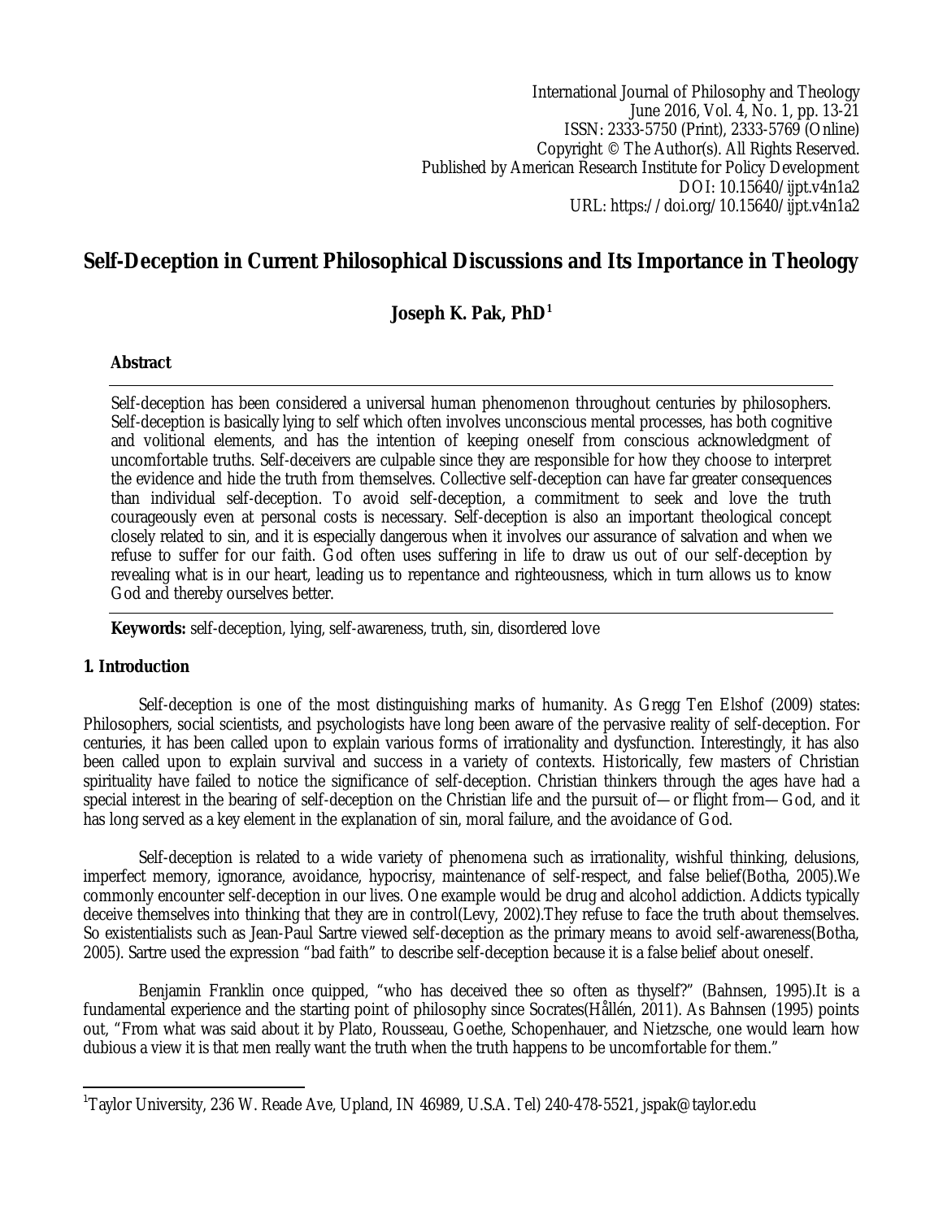International Journal of Philosophy and Theology
June 2016, Vol. 4, No. 1, pp. 13-21
ISSN: 2333-5750 (Print), 2333-5769 (Online)
Copyright © The Author(s). All Rights Reserved.
Published by American Research Institute for Policy Development
DOI: 10.15640/ijpt.v4n1a2
URL: https://doi.org/10.15640/ijpt.v4n1a2

# Self-Deception in Current Philosophical Discussions and Its Importance in Theology

**Joseph K. Pak, PhD[1]**

## Abstract

Self-deception has been considered a universal human phenomenon throughout centuries by philosophers. Self-deception is basically lying to self which often involves unconscious mental processes, has both cognitive and volitional elements, and has the intention of keeping oneself from conscious acknowledgment of uncomfortable truths. Self-deceivers are culpable since they are responsible for how they choose to interpret the evidence and hide the truth from themselves. Collective self-deception can have far greater consequences than individual self-deception. To avoid self-deception, a commitment to seek and love the truth courageously even at personal costs is necessary. Self-deception is also an important theological concept closely related to sin, and it is especially dangerous when it involves our assurance of salvation and when we refuse to suffer for our faith. God often uses suffering in life to draw us out of our self-deception by revealing what is in our heart, leading us to repentance and righteousness, which in turn allows us to know God and thereby ourselves better.

**Keywords:** self-deception, lying, self-awareness, truth, sin, disordered love

## 1. Introduction

Self-deception is one of the most distinguishing marks of humanity. As Gregg Ten Elshof (2009) states: Philosophers, social scientists, and psychologists have long been aware of the pervasive reality of self-deception. For centuries, it has been called upon to explain various forms of irrationality and dysfunction. Interestingly, it has also been called upon to explain survival and success in a variety of contexts. Historically, few masters of Christian spirituality have failed to notice the significance of self-deception. Christian thinkers through the ages have had a special interest in the bearing of self-deception on the Christian life and the pursuit of—or flight from—God, and it has long served as a key element in the explanation of sin, moral failure, and the avoidance of God.

Self-deception is related to a wide variety of phenomena such as irrationality, wishful thinking, delusions, imperfect memory, ignorance, avoidance, hypocrisy, maintenance of self-respect, and false belief(Botha, 2005).We commonly encounter self-deception in our lives. One example would be drug and alcohol addiction. Addicts typically deceive themselves into thinking that they are in control(Levy, 2002).They refuse to face the truth about themselves. So existentialists such as Jean-Paul Sartre viewed self-deception as the primary means to avoid self-awareness(Botha, 2005). Sartre used the expression "bad faith" to describe self-deception because it is a false belief about oneself.

Benjamin Franklin once quipped, "who has deceived thee so often as thyself?" (Bahnsen, 1995).It is a fundamental experience and the starting point of philosophy since Socrates(Hållén, 2011). As Bahnsen (1995) points out, "From what was said about it by Plato, Rousseau, Goethe, Schopenhauer, and Nietzsche, one would learn how dubious a view it is that men really want the truth when the truth happens to be uncomfortable for them."

[1]Taylor University, 236 W. Reade Ave, Upland, IN 46989, U.S.A. Tel) 240-478-5521, jspak@taylor.edu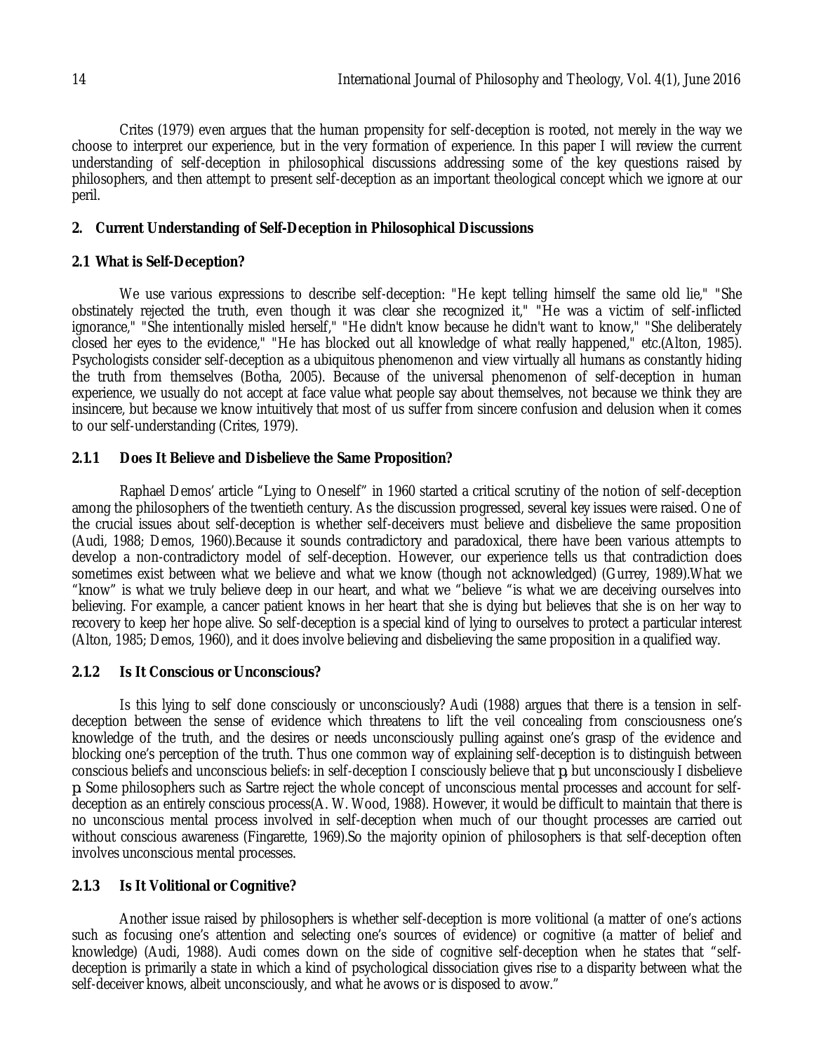Crites (1979) even argues that the human propensity for self-deception is rooted, not merely in the way we choose to interpret our experience, but in the very formation of experience. In this paper I will review the current understanding of self-deception in philosophical discussions addressing some of the key questions raised by philosophers, and then attempt to present self-deception as an important theological concept which we ignore at our peril.

## 2. Current Understanding of Self-Deception in Philosophical Discussions

### 2.1 What is Self-Deception?

We use various expressions to describe self-deception: "He kept telling himself the same old lie," "She obstinately rejected the truth, even though it was clear she recognized it," "He was a victim of self-inflicted ignorance," "She intentionally misled herself," "He didn't know because he didn't want to know," "She deliberately closed her eyes to the evidence," "He has blocked out all knowledge of what really happened," etc.(Alton, 1985). Psychologists consider self-deception as a ubiquitous phenomenon and view virtually all humans as constantly hiding the truth from themselves (Botha, 2005). Because of the universal phenomenon of self-deception in human experience, we usually do not accept at face value what people say about themselves, not because we think they are insincere, but because we know intuitively that most of us suffer from sincere confusion and delusion when it comes to our self-understanding (Crites, 1979).

#### 2.1.1 Does It Believe and Disbelieve the Same Proposition?

Raphael Demos' article "Lying to Oneself" in 1960 started a critical scrutiny of the notion of self-deception among the philosophers of the twentieth century. As the discussion progressed, several key issues were raised. One of the crucial issues about self-deception is whether self-deceivers must believe and disbelieve the same proposition (Audi, 1988; Demos, 1960).Because it sounds contradictory and paradoxical, there have been various attempts to develop a non-contradictory model of self-deception. However, our experience tells us that contradiction does sometimes exist between what we believe and what we know (though not acknowledged) (Gurrey, 1989).What we "know" is what we truly believe deep in our heart, and what we "believe "is what we are deceiving ourselves into believing. For example, a cancer patient knows in her heart that she is dying but believes that she is on her way to recovery to keep her hope alive. So self-deception is a special kind of lying to ourselves to protect a particular interest (Alton, 1985; Demos, 1960), and it does involve believing and disbelieving the same proposition in a qualified way.

#### 2.1.2 Is It Conscious or Unconscious?

Is this lying to self done consciously or unconsciously? Audi (1988) argues that there is a tension in self-deception between the sense of evidence which threatens to lift the veil concealing from consciousness one's knowledge of the truth, and the desires or needs unconsciously pulling against one's grasp of the evidence and blocking one's perception of the truth. Thus one common way of explaining self-deception is to distinguish between conscious beliefs and unconscious beliefs: in self-deception I consciously believe that *p*, but unconsciously I disbelieve *p*. Some philosophers such as Sartre reject the whole concept of unconscious mental processes and account for self-deception as an entirely conscious process(A. W. Wood, 1988). However, it would be difficult to maintain that there is no unconscious mental process involved in self-deception when much of our thought processes are carried out without conscious awareness (Fingarette, 1969).So the majority opinion of philosophers is that self-deception often involves unconscious mental processes.

#### 2.1.3 Is It Volitional or Cognitive?

Another issue raised by philosophers is whether self-deception is more volitional (a matter of one's actions such as focusing one's attention and selecting one's sources of evidence) or cognitive (a matter of belief and knowledge) (Audi, 1988). Audi comes down on the side of cognitive self-deception when he states that "self-deception is primarily a state in which a kind of psychological dissociation gives rise to a disparity between what the self-deceiver knows, albeit unconsciously, and what he avows or is disposed to avow."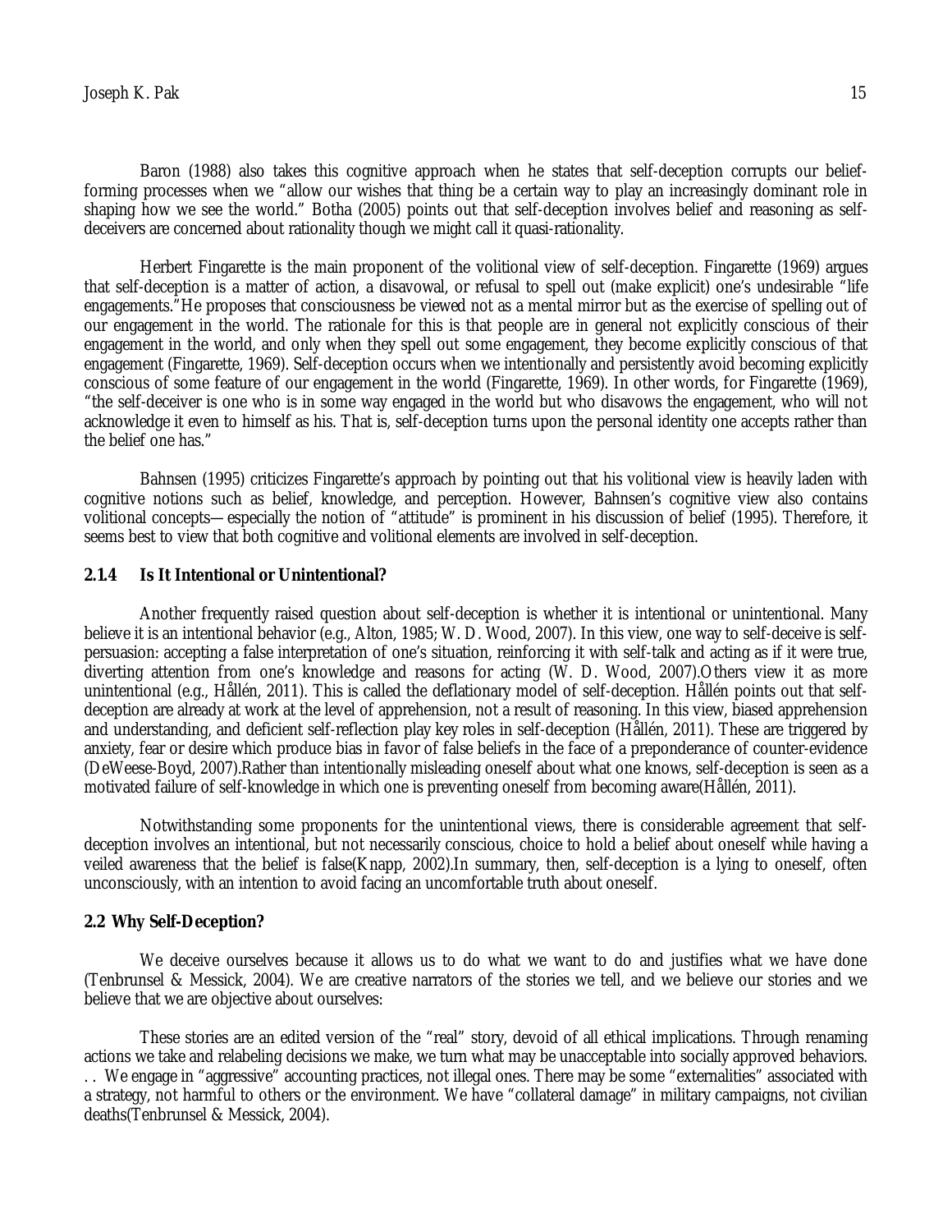Baron (1988) also takes this cognitive approach when he states that self-deception corrupts our belief-forming processes when we "allow our wishes that thing be a certain way to play an increasingly dominant role in shaping how we see the world." Botha (2005) points out that self-deception involves belief and reasoning as self-deceivers are concerned about rationality though we might call it quasi-rationality.

Herbert Fingarette is the main proponent of the volitional view of self-deception. Fingarette (1969) argues that self-deception is a matter of action, a disavowal, or refusal to spell out (make explicit) one's undesirable "life engagements."He proposes that consciousness be viewed not as a mental mirror but as the exercise of spelling out of our engagement in the world. The rationale for this is that people are in general not explicitly conscious of their engagement in the world, and only when they spell out some engagement, they become explicitly conscious of that engagement (Fingarette, 1969). Self-deception occurs when we intentionally and persistently avoid becoming explicitly conscious of some feature of our engagement in the world (Fingarette, 1969). In other words, for Fingarette (1969), "the self-deceiver is one who is in some way engaged in the world but who disavows the engagement, who will not acknowledge it even to himself as his. That is, self-deception turns upon the personal identity one accepts rather than the belief one has."

Bahnsen (1995) criticizes Fingarette's approach by pointing out that his volitional view is heavily laden with cognitive notions such as belief, knowledge, and perception. However, Bahnsen's cognitive view also contains volitional concepts—especially the notion of "attitude" is prominent in his discussion of belief (1995). Therefore, it seems best to view that both cognitive and volitional elements are involved in self-deception.

### 2.1.4 Is It Intentional or Unintentional?

Another frequently raised question about self-deception is whether it is intentional or unintentional. Many believe it is an intentional behavior (e.g., Alton, 1985; W. D. Wood, 2007). In this view, one way to self-deceive is self-persuasion: accepting a false interpretation of one's situation, reinforcing it with self-talk and acting as if it were true, diverting attention from one's knowledge and reasons for acting (W. D. Wood, 2007).Others view it as more unintentional (e.g., Hållén, 2011). This is called the deflationary model of self-deception. Hållén points out that self-deception are already at work at the level of apprehension, not a result of reasoning. In this view, biased apprehension and understanding, and deficient self-reflection play key roles in self-deception (Hållén, 2011). These are triggered by anxiety, fear or desire which produce bias in favor of false beliefs in the face of a preponderance of counter-evidence (DeWeese-Boyd, 2007).Rather than intentionally misleading oneself about what one knows, self-deception is seen as a motivated failure of self-knowledge in which one is preventing oneself from becoming aware(Hållén, 2011).

Notwithstanding some proponents for the unintentional views, there is considerable agreement that self-deception involves an intentional, but not necessarily conscious, choice to hold a belief about oneself while having a veiled awareness that the belief is false(Knapp, 2002).In summary, then, self-deception is a lying to oneself, often unconsciously, with an intention to avoid facing an uncomfortable truth about oneself.

## 2.2 Why Self-Deception?

We deceive ourselves because it allows us to do what we want to do and justifies what we have done (Tenbrunsel & Messick, 2004). We are creative narrators of the stories we tell, and we believe our stories and we believe that we are objective about ourselves:

> These stories are an edited version of the "real" story, devoid of all ethical implications. Through renaming actions we take and relabeling decisions we make, we turn what may be unacceptable into socially approved behaviors. . . We engage in "aggressive" accounting practices, not illegal ones. There may be some "externalities" associated with a strategy, not harmful to others or the environment. We have "collateral damage" in military campaigns, not civilian deaths(Tenbrunsel & Messick, 2004).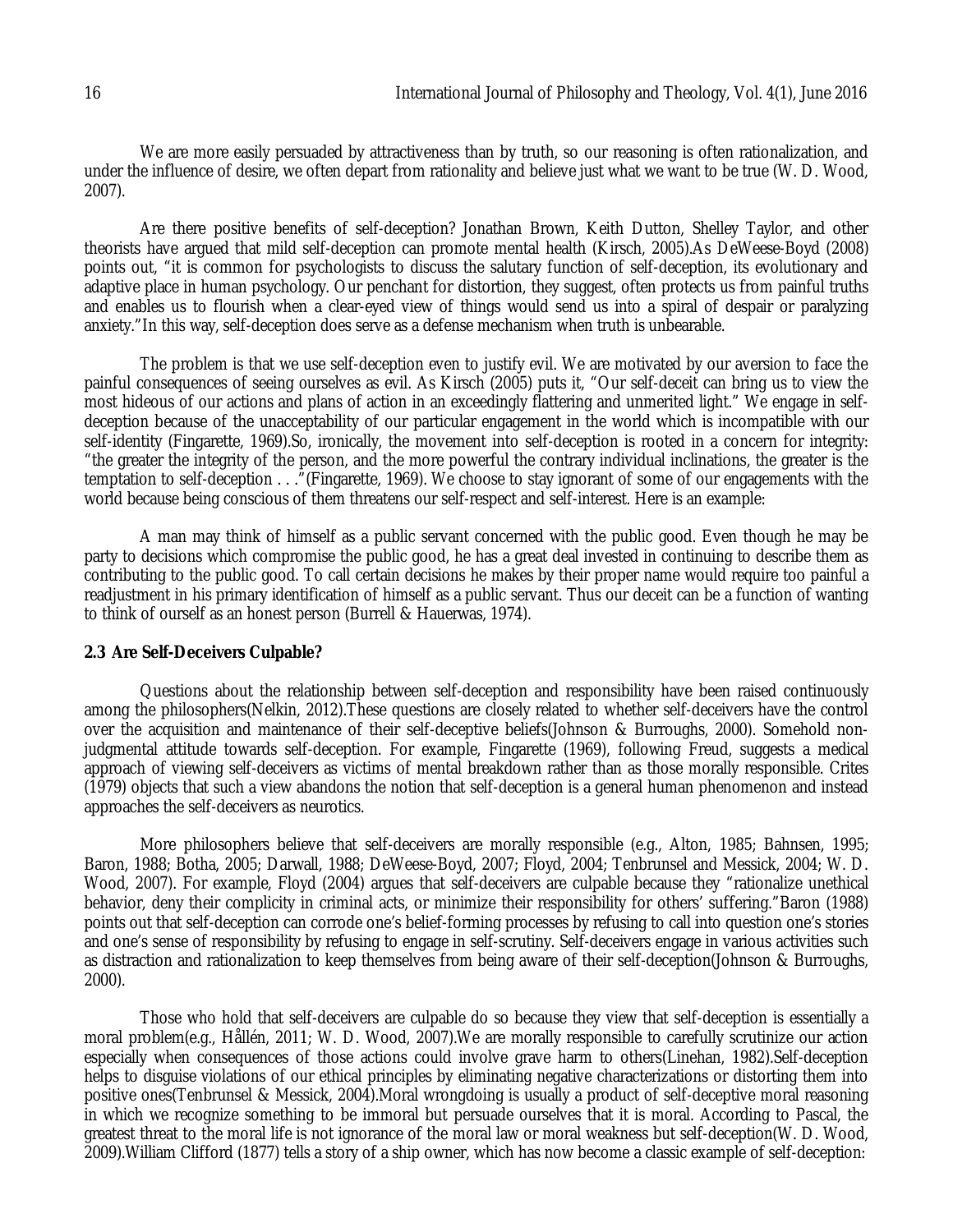We are more easily persuaded by attractiveness than by truth, so our reasoning is often rationalization, and under the influence of desire, we often depart from rationality and believe just what we want to be true (W. D. Wood, 2007).

Are there positive benefits of self-deception? Jonathan Brown, Keith Dutton, Shelley Taylor, and other theorists have argued that mild self-deception can promote mental health (Kirsch, 2005).As DeWeese-Boyd (2008) points out, "it is common for psychologists to discuss the salutary function of self-deception, its evolutionary and adaptive place in human psychology. Our penchant for distortion, they suggest, often protects us from painful truths and enables us to flourish when a clear-eyed view of things would send us into a spiral of despair or paralyzing anxiety."In this way, self-deception does serve as a defense mechanism when truth is unbearable.

The problem is that we use self-deception even to justify evil. We are motivated by our aversion to face the painful consequences of seeing ourselves as evil. As Kirsch (2005) puts it, "Our self-deceit can bring us to view the most hideous of our actions and plans of action in an exceedingly flattering and unmerited light." We engage in self-deception because of the unacceptability of our particular engagement in the world which is incompatible with our self-identity (Fingarette, 1969).So, ironically, the movement into self-deception is rooted in a concern for integrity: "the greater the integrity of the person, and the more powerful the contrary individual inclinations, the greater is the temptation to self-deception . . ."(Fingarette, 1969). We choose to stay ignorant of some of our engagements with the world because being conscious of them threatens our self-respect and self-interest. Here is an example:

A man may think of himself as a public servant concerned with the public good. Even though he may be party to decisions which compromise the public good, he has a great deal invested in continuing to describe them as contributing to the public good. To call certain decisions he makes by their proper name would require too painful a readjustment in his primary identification of himself as a public servant. Thus our deceit can be a function of wanting to think of ourself as an honest person (Burrell & Hauerwas, 1974).

### 2.3 Are Self-Deceivers Culpable?

Questions about the relationship between self-deception and responsibility have been raised continuously among the philosophers(Nelkin, 2012).These questions are closely related to whether self-deceivers have the control over the acquisition and maintenance of their self-deceptive beliefs(Johnson & Burroughs, 2000). Somehold non-judgmental attitude towards self-deception. For example, Fingarette (1969), following Freud, suggests a medical approach of viewing self-deceivers as victims of mental breakdown rather than as those morally responsible. Crites (1979) objects that such a view abandons the notion that self-deception is a general human phenomenon and instead approaches the self-deceivers as neurotics.

More philosophers believe that self-deceivers are morally responsible (e.g., Alton, 1985; Bahnsen, 1995; Baron, 1988; Botha, 2005; Darwall, 1988; DeWeese-Boyd, 2007; Floyd, 2004; Tenbrunsel and Messick, 2004; W. D. Wood, 2007). For example, Floyd (2004) argues that self-deceivers are culpable because they "rationalize unethical behavior, deny their complicity in criminal acts, or minimize their responsibility for others' suffering."Baron (1988) points out that self-deception can corrode one's belief-forming processes by refusing to call into question one's stories and one's sense of responsibility by refusing to engage in self-scrutiny. Self-deceivers engage in various activities such as distraction and rationalization to keep themselves from being aware of their self-deception(Johnson & Burroughs, 2000).

Those who hold that self-deceivers are culpable do so because they view that self-deception is essentially a moral problem(e.g., Hållén, 2011; W. D. Wood, 2007).We are morally responsible to carefully scrutinize our action especially when consequences of those actions could involve grave harm to others(Linehan, 1982).Self-deception helps to disguise violations of our ethical principles by eliminating negative characterizations or distorting them into positive ones(Tenbrunsel & Messick, 2004).Moral wrongdoing is usually a product of self-deceptive moral reasoning in which we recognize something to be immoral but persuade ourselves that it is moral. According to Pascal, the greatest threat to the moral life is not ignorance of the moral law or moral weakness but self-deception(W. D. Wood, 2009).William Clifford (1877) tells a story of a ship owner, which has now become a classic example of self-deception: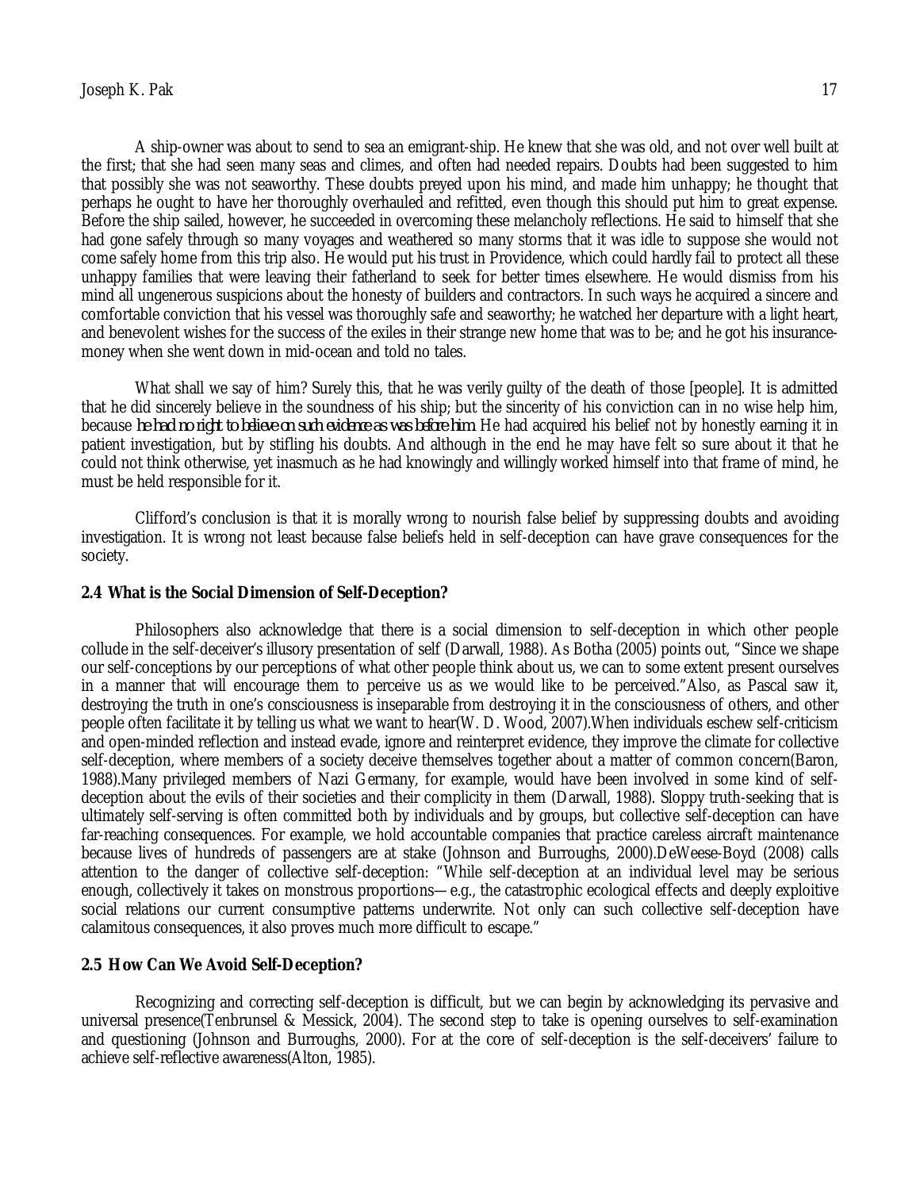A ship-owner was about to send to sea an emigrant-ship. He knew that she was old, and not over well built at the first; that she had seen many seas and climes, and often had needed repairs. Doubts had been suggested to him that possibly she was not seaworthy. These doubts preyed upon his mind, and made him unhappy; he thought that perhaps he ought to have her thoroughly overhauled and refitted, even though this should put him to great expense. Before the ship sailed, however, he succeeded in overcoming these melancholy reflections. He said to himself that she had gone safely through so many voyages and weathered so many storms that it was idle to suppose she would not come safely home from this trip also. He would put his trust in Providence, which could hardly fail to protect all these unhappy families that were leaving their fatherland to seek for better times elsewhere. He would dismiss from his mind all ungenerous suspicions about the honesty of builders and contractors. In such ways he acquired a sincere and comfortable conviction that his vessel was thoroughly safe and seaworthy; he watched her departure with a light heart, and benevolent wishes for the success of the exiles in their strange new home that was to be; and he got his insurance-money when she went down in mid-ocean and told no tales.

What shall we say of him? Surely this, that he was verily guilty of the death of those [people]. It is admitted that he did sincerely believe in the soundness of his ship; but the sincerity of his conviction can in no wise help him, because *he had no right to believe on such evidence as was before him.* He had acquired his belief not by honestly earning it in patient investigation, but by stifling his doubts. And although in the end he may have felt so sure about it that he could not think otherwise, yet inasmuch as he had knowingly and willingly worked himself into that frame of mind, he must be held responsible for it.

Clifford's conclusion is that it is morally wrong to nourish false belief by suppressing doubts and avoiding investigation. It is wrong not least because false beliefs held in self-deception can have grave consequences for the society.

### 2.4 What is the Social Dimension of Self-Deception?

Philosophers also acknowledge that there is a social dimension to self-deception in which other people collude in the self-deceiver's illusory presentation of self (Darwall, 1988). As Botha (2005) points out, "Since we shape our self-conceptions by our perceptions of what other people think about us, we can to some extent present ourselves in a manner that will encourage them to perceive us as we would like to be perceived."Also, as Pascal saw it, destroying the truth in one's consciousness is inseparable from destroying it in the consciousness of others, and other people often facilitate it by telling us what we want to hear(W. D. Wood, 2007).When individuals eschew self-criticism and open-minded reflection and instead evade, ignore and reinterpret evidence, they improve the climate for collective self-deception, where members of a society deceive themselves together about a matter of common concern(Baron, 1988).Many privileged members of Nazi Germany, for example, would have been involved in some kind of self-deception about the evils of their societies and their complicity in them (Darwall, 1988). Sloppy truth-seeking that is ultimately self-serving is often committed both by individuals and by groups, but collective self-deception can have far-reaching consequences. For example, we hold accountable companies that practice careless aircraft maintenance because lives of hundreds of passengers are at stake (Johnson and Burroughs, 2000).DeWeese-Boyd (2008) calls attention to the danger of collective self-deception: "While self-deception at an individual level may be serious enough, collectively it takes on monstrous proportions—e.g., the catastrophic ecological effects and deeply exploitive social relations our current consumptive patterns underwrite. Not only can such collective self-deception have calamitous consequences, it also proves much more difficult to escape."

### 2.5 How Can We Avoid Self-Deception?

Recognizing and correcting self-deception is difficult, but we can begin by acknowledging its pervasive and universal presence(Tenbrunsel & Messick, 2004). The second step to take is opening ourselves to self-examination and questioning (Johnson and Burroughs, 2000). For at the core of self-deception is the self-deceivers' failure to achieve self-reflective awareness(Alton, 1985).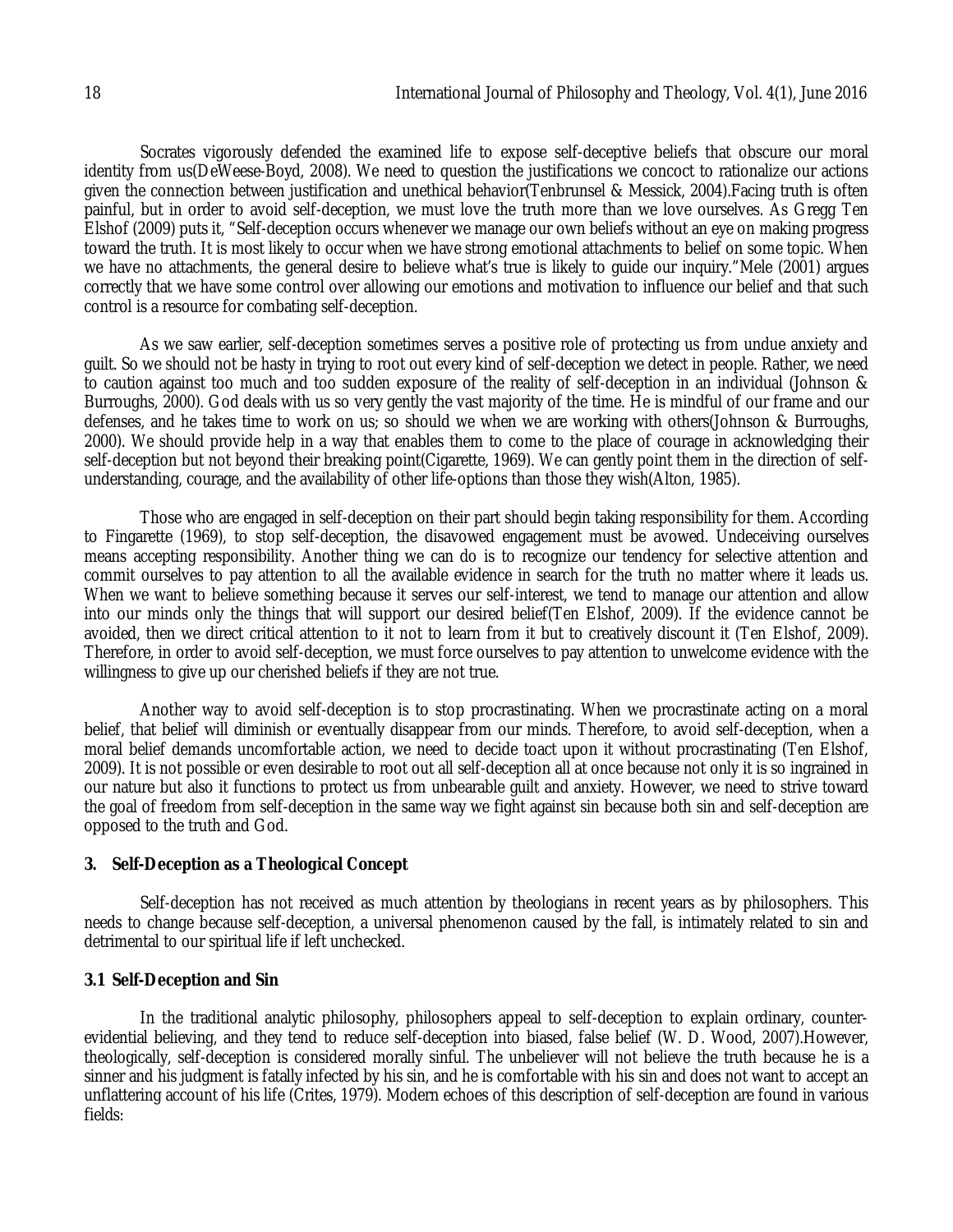Socrates vigorously defended the examined life to expose self-deceptive beliefs that obscure our moral identity from us(DeWeese-Boyd, 2008). We need to question the justifications we concoct to rationalize our actions given the connection between justification and unethical behavior(Tenbrunsel & Messick, 2004).Facing truth is often painful, but in order to avoid self-deception, we must love the truth more than we love ourselves. As Gregg Ten Elshof (2009) puts it, "Self-deception occurs whenever we manage our own beliefs without an eye on making progress toward the truth. It is most likely to occur when we have strong emotional attachments to belief on some topic. When we have no attachments, the general desire to believe what's true is likely to guide our inquiry."Mele (2001) argues correctly that we have some control over allowing our emotions and motivation to influence our belief and that such control is a resource for combating self-deception.

As we saw earlier, self-deception sometimes serves a positive role of protecting us from undue anxiety and guilt. So we should not be hasty in trying to root out every kind of self-deception we detect in people. Rather, we need to caution against too much and too sudden exposure of the reality of self-deception in an individual (Johnson & Burroughs, 2000). God deals with us so very gently the vast majority of the time. He is mindful of our frame and our defenses, and he takes time to work on us; so should we when we are working with others(Johnson & Burroughs, 2000). We should provide help in a way that enables them to come to the place of courage in acknowledging their self-deception but not beyond their breaking point(Cigarette, 1969). We can gently point them in the direction of self-understanding, courage, and the availability of other life-options than those they wish(Alton, 1985).

Those who are engaged in self-deception on their part should begin taking responsibility for them. According to Fingarette (1969), to stop self-deception, the disavowed engagement must be avowed. Undeceiving ourselves means accepting responsibility. Another thing we can do is to recognize our tendency for selective attention and commit ourselves to pay attention to all the available evidence in search for the truth no matter where it leads us. When we want to believe something because it serves our self-interest, we tend to manage our attention and allow into our minds only the things that will support our desired belief(Ten Elshof, 2009). If the evidence cannot be avoided, then we direct critical attention to it not to learn from it but to creatively discount it (Ten Elshof, 2009). Therefore, in order to avoid self-deception, we must force ourselves to pay attention to unwelcome evidence with the willingness to give up our cherished beliefs if they are not true.

Another way to avoid self-deception is to stop procrastinating. When we procrastinate acting on a moral belief, that belief will diminish or eventually disappear from our minds. Therefore, to avoid self-deception, when a moral belief demands uncomfortable action, we need to decide toact upon it without procrastinating (Ten Elshof, 2009). It is not possible or even desirable to root out all self-deception all at once because not only it is so ingrained in our nature but also it functions to protect us from unbearable guilt and anxiety. However, we need to strive toward the goal of freedom from self-deception in the same way we fight against sin because both sin and self-deception are opposed to the truth and God.

## 3. Self-Deception as a Theological Concept

Self-deception has not received as much attention by theologians in recent years as by philosophers. This needs to change because self-deception, a universal phenomenon caused by the fall, is intimately related to sin and detrimental to our spiritual life if left unchecked.

### 3.1 Self-Deception and Sin

In the traditional analytic philosophy, philosophers appeal to self-deception to explain ordinary, counter-evidential believing, and they tend to reduce self-deception into biased, false belief (W. D. Wood, 2007).However, theologically, self-deception is considered morally sinful. The unbeliever will not believe the truth because he is a sinner and his judgment is fatally infected by his sin, and he is comfortable with his sin and does not want to accept an unflattering account of his life (Crites, 1979). Modern echoes of this description of self-deception are found in various fields: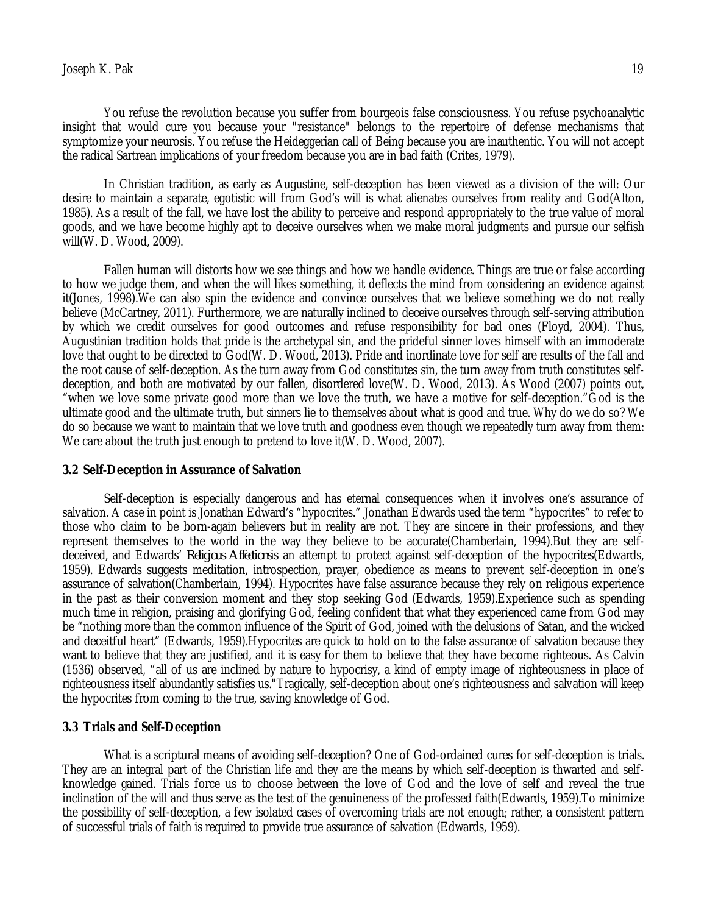You refuse the revolution because you suffer from bourgeois false consciousness. You refuse psychoanalytic insight that would cure you because your "resistance" belongs to the repertoire of defense mechanisms that symptomize your neurosis. You refuse the Heideggerian call of Being because you are inauthentic. You will not accept the radical Sartrean implications of your freedom because you are in bad faith (Crites, 1979).

In Christian tradition, as early as Augustine, self-deception has been viewed as a division of the will: Our desire to maintain a separate, egotistic will from God's will is what alienates ourselves from reality and God(Alton, 1985). As a result of the fall, we have lost the ability to perceive and respond appropriately to the true value of moral goods, and we have become highly apt to deceive ourselves when we make moral judgments and pursue our selfish will(W. D. Wood, 2009).

Fallen human will distorts how we see things and how we handle evidence. Things are true or false according to how we judge them, and when the will likes something, it deflects the mind from considering an evidence against it(Jones, 1998).We can also spin the evidence and convince ourselves that we believe something we do not really believe (McCartney, 2011). Furthermore, we are naturally inclined to deceive ourselves through self-serving attribution by which we credit ourselves for good outcomes and refuse responsibility for bad ones (Floyd, 2004). Thus, Augustinian tradition holds that pride is the archetypal sin, and the prideful sinner loves himself with an immoderate love that ought to be directed to God(W. D. Wood, 2013). Pride and inordinate love for self are results of the fall and the root cause of self-deception. As the turn away from God constitutes sin, the turn away from truth constitutes self-deception, and both are motivated by our fallen, disordered love(W. D. Wood, 2013). As Wood (2007) points out, "when we love some private good more than we love the truth, we have a motive for self-deception."God is the ultimate good and the ultimate truth, but sinners lie to themselves about what is good and true. Why do we do so? We do so because we want to maintain that we love truth and goodness even though we repeatedly turn away from them: We care about the truth just enough to pretend to love it(W. D. Wood, 2007).

### 3.2 Self-Deception in Assurance of Salvation

Self-deception is especially dangerous and has eternal consequences when it involves one's assurance of salvation. A case in point is Jonathan Edward's "hypocrites." Jonathan Edwards used the term "hypocrites" to refer to those who claim to be born-again believers but in reality are not. They are sincere in their professions, and they represent themselves to the world in the way they believe to be accurate(Chamberlain, 1994).But they are self-deceived, and Edwards' *Religious Affections* is an attempt to protect against self-deception of the hypocrites(Edwards, 1959). Edwards suggests meditation, introspection, prayer, obedience as means to prevent self-deception in one's assurance of salvation(Chamberlain, 1994). Hypocrites have false assurance because they rely on religious experience in the past as their conversion moment and they stop seeking God (Edwards, 1959).Experience such as spending much time in religion, praising and glorifying God, feeling confident that what they experienced came from God may be "nothing more than the common influence of the Spirit of God, joined with the delusions of Satan, and the wicked and deceitful heart" (Edwards, 1959).Hypocrites are quick to hold on to the false assurance of salvation because they want to believe that they are justified, and it is easy for them to believe that they have become righteous. As Calvin (1536) observed, "all of us are inclined by nature to hypocrisy, a kind of empty image of righteousness in place of righteousness itself abundantly satisfies us."Tragically, self-deception about one's righteousness and salvation will keep the hypocrites from coming to the true, saving knowledge of God.

### 3.3 Trials and Self-Deception

What is a scriptural means of avoiding self-deception? One of God-ordained cures for self-deception is trials. They are an integral part of the Christian life and they are the means by which self-deception is thwarted and self-knowledge gained. Trials force us to choose between the love of God and the love of self and reveal the true inclination of the will and thus serve as the test of the genuineness of the professed faith(Edwards, 1959).To minimize the possibility of self-deception, a few isolated cases of overcoming trials are not enough; rather, a consistent pattern of successful trials of faith is required to provide true assurance of salvation (Edwards, 1959).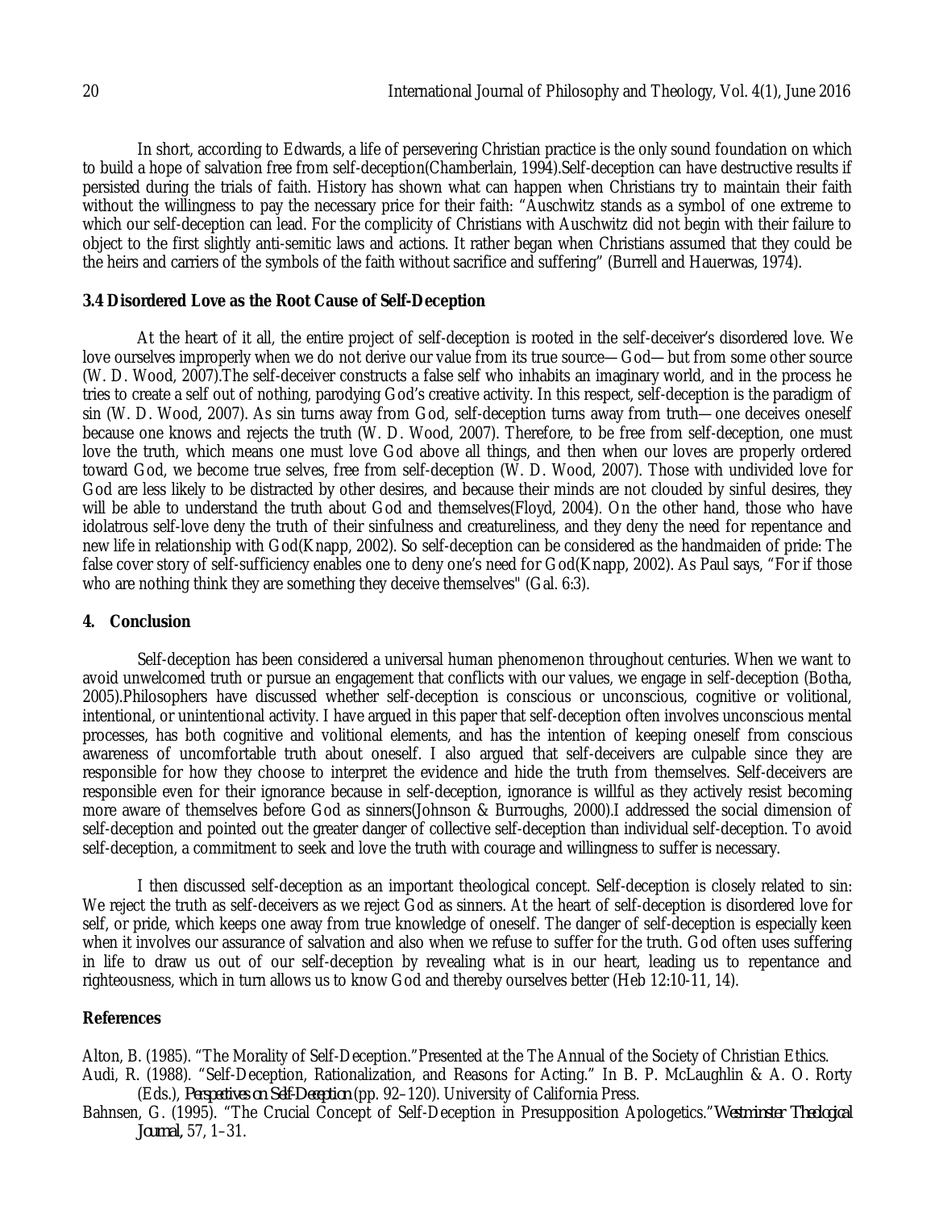In short, according to Edwards, a life of persevering Christian practice is the only sound foundation on which to build a hope of salvation free from self-deception(Chamberlain, 1994).Self-deception can have destructive results if persisted during the trials of faith. History has shown what can happen when Christians try to maintain their faith without the willingness to pay the necessary price for their faith: "Auschwitz stands as a symbol of one extreme to which our self-deception can lead. For the complicity of Christians with Auschwitz did not begin with their failure to object to the first slightly anti-semitic laws and actions. It rather began when Christians assumed that they could be the heirs and carriers of the symbols of the faith without sacrifice and suffering" (Burrell and Hauerwas, 1974).

### 3.4 Disordered Love as the Root Cause of Self-Deception

At the heart of it all, the entire project of self-deception is rooted in the self-deceiver's disordered love. We love ourselves improperly when we do not derive our value from its true source—God—but from some other source (W. D. Wood, 2007).The self-deceiver constructs a false self who inhabits an imaginary world, and in the process he tries to create a self out of nothing, parodying God's creative activity. In this respect, self-deception is the paradigm of sin (W. D. Wood, 2007). As sin turns away from God, self-deception turns away from truth—one deceives oneself because one knows and rejects the truth (W. D. Wood, 2007). Therefore, to be free from self-deception, one must love the truth, which means one must love God above all things, and then when our loves are properly ordered toward God, we become true selves, free from self-deception (W. D. Wood, 2007). Those with undivided love for God are less likely to be distracted by other desires, and because their minds are not clouded by sinful desires, they will be able to understand the truth about God and themselves(Floyd, 2004). On the other hand, those who have idolatrous self-love deny the truth of their sinfulness and creatureliness, and they deny the need for repentance and new life in relationship with God(Knapp, 2002). So self-deception can be considered as the handmaiden of pride: The false cover story of self-sufficiency enables one to deny one's need for God(Knapp, 2002). As Paul says, "For if those who are nothing think they are something they deceive themselves" (Gal. 6:3).

## 4. Conclusion

Self-deception has been considered a universal human phenomenon throughout centuries. When we want to avoid unwelcomed truth or pursue an engagement that conflicts with our values, we engage in self-deception (Botha, 2005).Philosophers have discussed whether self-deception is conscious or unconscious, cognitive or volitional, intentional, or unintentional activity. I have argued in this paper that self-deception often involves unconscious mental processes, has both cognitive and volitional elements, and has the intention of keeping oneself from conscious awareness of uncomfortable truth about oneself. I also argued that self-deceivers are culpable since they are responsible for how they choose to interpret the evidence and hide the truth from themselves. Self-deceivers are responsible even for their ignorance because in self-deception, ignorance is willful as they actively resist becoming more aware of themselves before God as sinners(Johnson & Burroughs, 2000).I addressed the social dimension of self-deception and pointed out the greater danger of collective self-deception than individual self-deception. To avoid self-deception, a commitment to seek and love the truth with courage and willingness to suffer is necessary.

I then discussed self-deception as an important theological concept. Self-deception is closely related to sin: We reject the truth as self-deceivers as we reject God as sinners. At the heart of self-deception is disordered love for self, or pride, which keeps one away from true knowledge of oneself. The danger of self-deception is especially keen when it involves our assurance of salvation and also when we refuse to suffer for the truth. God often uses suffering in life to draw us out of our self-deception by revealing what is in our heart, leading us to repentance and righteousness, which in turn allows us to know God and thereby ourselves better (Heb 12:10-11, 14).

## References

Alton, B. (1985). "The Morality of Self-Deception."Presented at the The Annual of the Society of Christian Ethics.

Audi, R. (1988). "Self-Deception, Rationalization, and Reasons for Acting." In B. P. McLaughlin & A. O. Rorty (Eds.), *Perspectives on Self-Deception* (pp. 92–120). University of California Press.

Bahnsen, G. (1995). "The Crucial Concept of Self-Deception in Presupposition Apologetics."*Westminster Theological Journal*, 57, 1–31.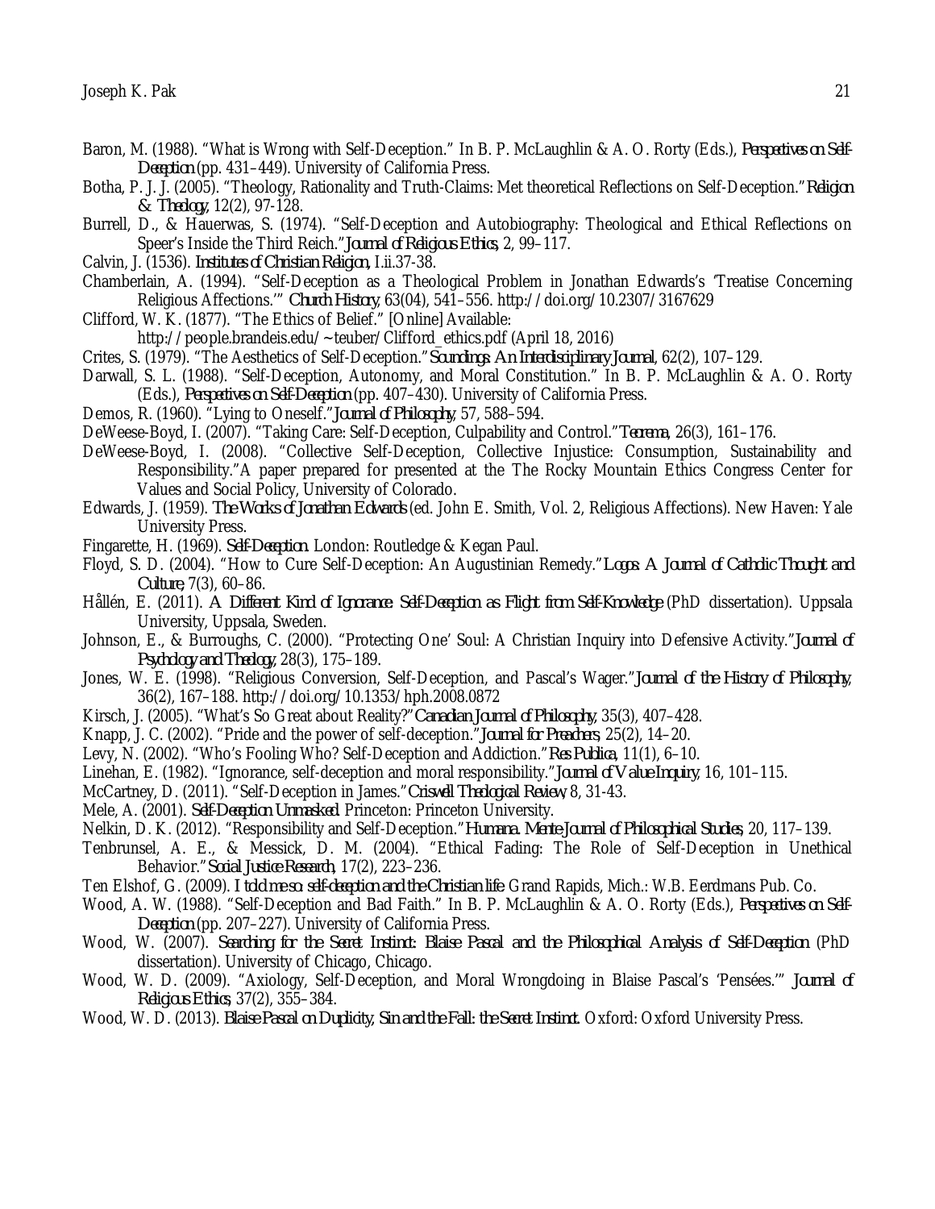Baron, M. (1988). “What is Wrong with Self-Deception.” In B. P. McLaughlin & A. O. Rorty (Eds.), *Perspectives on Self-Deception* (pp. 431–449). University of California Press.

Botha, P. J. J. (2005). “Theology, Rationality and Truth-Claims: Met theoretical Reflections on Self-Deception.” *Religion & Theology*, 12(2), 97-128.

Burrell, D., & Hauerwas, S. (1974). “Self-Deception and Autobiography: Theological and Ethical Reflections on Speer's Inside the Third Reich.” *Journal of Religious Ethics*, 2, 99–117.

Calvin, J. (1536). *Institutes of Christian Religion*, I.ii.37-38.

Chamberlain, A. (1994). “Self-Deception as a Theological Problem in Jonathan Edwards's 'Treatise Concerning Religious Affections.'” *Church History*, 63(04), 541–556. http://doi.org/10.2307/3167629

Clifford, W. K. (1877). “The Ethics of Belief.” [Online] Available: http://people.brandeis.edu/~teuber/Clifford_ethics.pdf (April 18, 2016)

Crites, S. (1979). “The Aesthetics of Self-Deception.” *Soundings: An Interdisciplinary Journal*, 62(2), 107–129.

Darwall, S. L. (1988). “Self-Deception, Autonomy, and Moral Constitution.” In B. P. McLaughlin & A. O. Rorty (Eds.), *Perspectives on Self-Deception* (pp. 407–430). University of California Press.

Demos, R. (1960). “Lying to Oneself.” *Journal of Philosophy*, 57, 588–594.

DeWeese-Boyd, I. (2007). “Taking Care: Self-Deception, Culpability and Control.” *Teorema*, 26(3), 161–176.

DeWeese-Boyd, I. (2008). “Collective Self-Deception, Collective Injustice: Consumption, Sustainability and Responsibility.” A paper prepared for presented at the The Rocky Mountain Ethics Congress Center for Values and Social Policy, University of Colorado.

Edwards, J. (1959). *The Works of Jonathan Edwards* (ed. John E. Smith, Vol. 2, Religious Affections). New Haven: Yale University Press.

Fingarette, H. (1969). *Self-Deception*. London: Routledge & Kegan Paul.

Floyd, S. D. (2004). “How to Cure Self-Deception: An Augustinian Remedy.” *Logos: A Journal of Catholic Thought and Culture*, 7(3), 60–86.

Hållén, E. (2011). *A Different Kind of Ignorance: Self-Deception as Flight from Self-Knowledge* (PhD dissertation). Uppsala University, Uppsala, Sweden.

Johnson, E., & Burroughs, C. (2000). “Protecting One' Soul: A Christian Inquiry into Defensive Activity.” *Journal of Psychology and Theology*, 28(3), 175–189.

Jones, W. E. (1998). “Religious Conversion, Self-Deception, and Pascal's Wager.” *Journal of the History of Philosophy*, 36(2), 167–188. http://doi.org/10.1353/hph.2008.0872

Kirsch, J. (2005). “What's So Great about Reality?” *Canadian Journal of Philosophy*, 35(3), 407–428.

Knapp, J. C. (2002). “Pride and the power of self-deception.” *Journal for Preachers*, 25(2), 14–20.

Levy, N. (2002). “Who's Fooling Who? Self-Deception and Addiction.” *Res Publica*, 11(1), 6–10.

Linehan, E. (1982). “Ignorance, self-deception and moral responsibility.” *Journal of Value Inquiry*, 16, 101–115.

McCartney, D. (2011). “Self-Deception in James.” *Criswell Theological Review*, 8, 31-43.

Mele, A. (2001). *Self-Deception Unmasked*. Princeton: Princeton University.

Nelkin, D. K. (2012). “Responsibility and Self-Deception.” *Humana. Mente Journal of Philosophical Studies*, 20, 117–139.

Tenbrunsel, A. E., & Messick, D. M. (2004). “Ethical Fading: The Role of Self-Deception in Unethical Behavior.” *Social Justice Research*, 17(2), 223–236.

Ten Elshof, G. (2009). *I told me so: self-deception and the Christian life*. Grand Rapids, Mich.: W.B. Eerdmans Pub. Co.

Wood, A. W. (1988). “Self-Deception and Bad Faith.” In B. P. McLaughlin & A. O. Rorty (Eds.), *Perspectives on Self-Deception* (pp. 207–227). University of California Press.

Wood, W. (2007). *Searching for the Secret Instinct: Blaise Pascal and the Philosophical Analysis of Self-Deception* (PhD dissertation). University of Chicago, Chicago.

Wood, W. D. (2009). “Axiology, Self-Deception, and Moral Wrongdoing in Blaise Pascal's 'Pensées.'” *Journal of Religious Ethics*, 37(2), 355–384.

Wood, W. D. (2013). *Blaise Pascal on Duplicity, Sin and the Fall: the Secret Instinct*. Oxford: Oxford University Press.